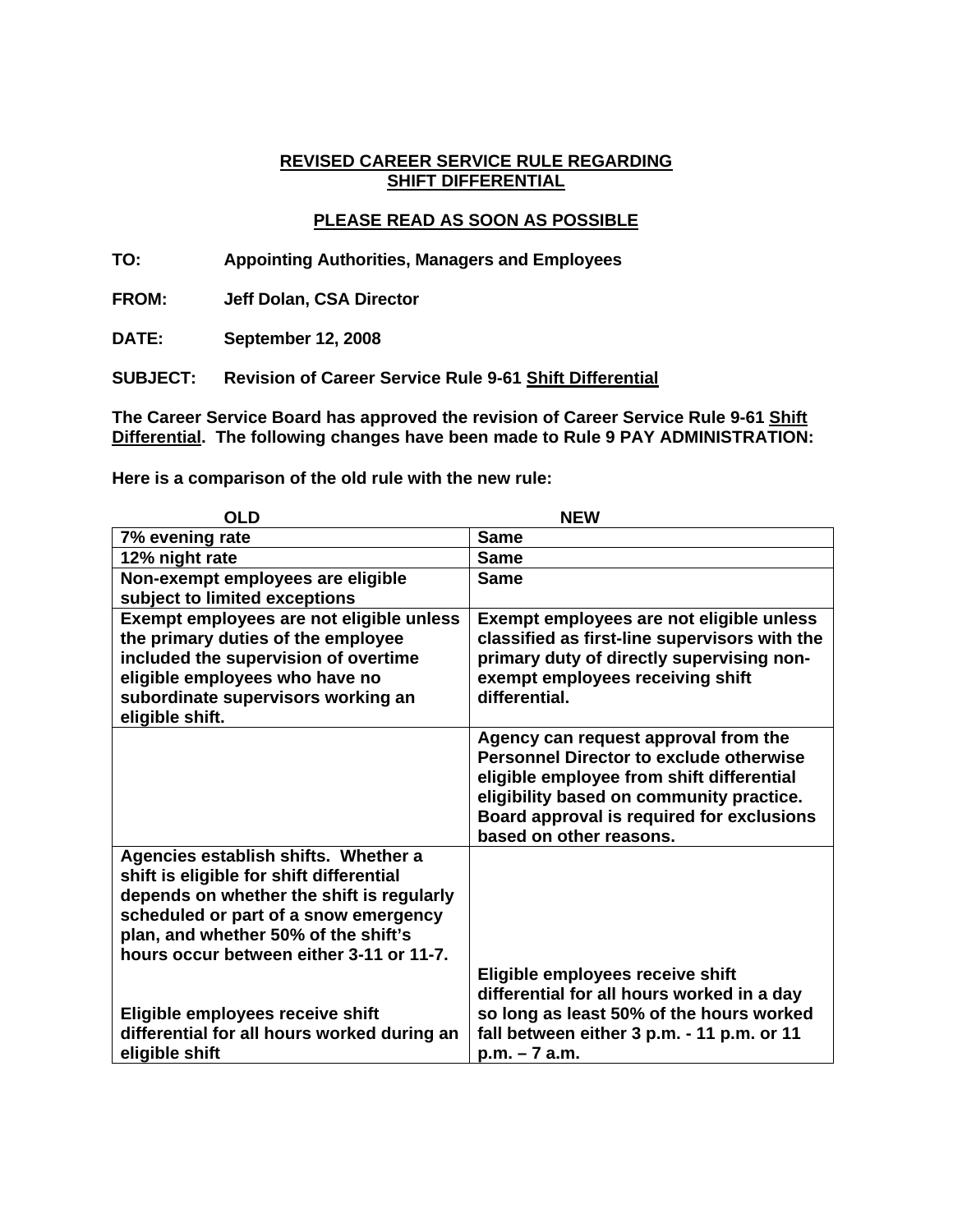**<u>REVISED CAREER SERVICE RULE REGARDING SHIFT DIFFERENTIAL</u>**

**<u>PLEASE READ AS SOON AS POSSIBLE</u>**

**TO:** Appointing Authorities, Managers and Employees

**FROM:** Jeff Dolan, CSA Director

**DATE:** September 12, 2008

**SUBJECT:** Revision of Career Service Rule 9-61 <u>Shift Differential</u>

**The Career Service Board has approved the revision of Career Service Rule 9-61 <u>Shift Differential</u>. The following changes have been made to Rule 9 PAY ADMINISTRATION:**

**Here is a comparison of the old rule with the new rule:**

| OLD | NEW |
|---|---|
| 7% evening rate | Same |
| 12% night rate | Same |
| Non-exempt employees are eligible subject to limited exceptions | Same |
| Exempt employees are not eligible unless the primary duties of the employee included the supervision of overtime eligible employees who have no subordinate supervisors working an eligible shift. | Exempt employees are not eligible unless classified as first-line supervisors with the primary duty of directly supervising non-exempt employees receiving shift differential. |
| | Agency can request approval from the Personnel Director to exclude otherwise eligible employee from shift differential eligibility based on community practice. Board approval is required for exclusions based on other reasons. |
| Agencies establish shifts. Whether a shift is eligible for shift differential depends on whether the shift is regularly scheduled or part of a snow emergency plan, and whether 50% of the shift's hours occur between either 3-11 or 11-7.<br><br>Eligible employees receive shift differential for all hours worked during an eligible shift | Eligible employees receive shift differential for all hours worked in a day so long as least 50% of the hours worked fall between either 3 p.m. - 11 p.m. or 11 p.m. – 7 a.m. |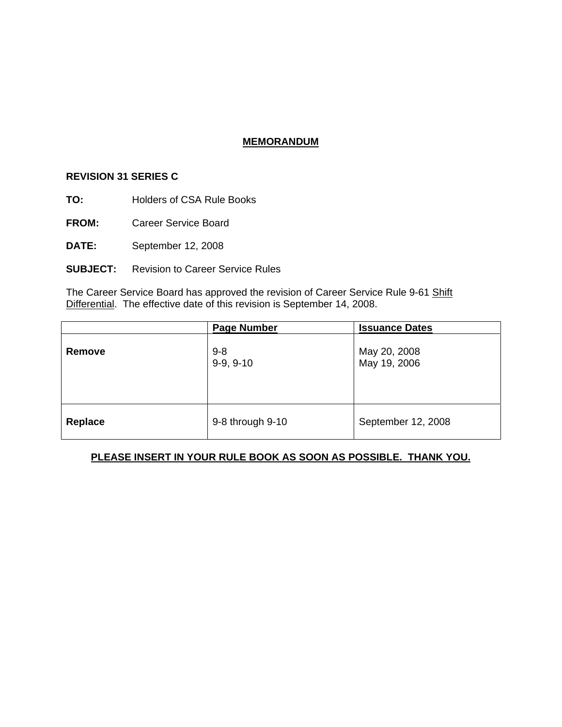**MEMORANDUM**

**REVISION 31 SERIES C**

**TO:** Holders of CSA Rule Books

**FROM:** Career Service Board

**DATE:** September 12, 2008

**SUBJECT:** Revision to Career Service Rules

The Career Service Board has approved the revision of Career Service Rule 9-61 Shift Differential. The effective date of this revision is September 14, 2008.

| | Page Number | Issuance Dates |
|---|---|---|
| **Remove** | 9-8<br>9-9, 9-10 | May 20, 2008<br>May 19, 2006 |
| **Replace** | 9-8 through 9-10 | September 12, 2008 |

**PLEASE INSERT IN YOUR RULE BOOK AS SOON AS POSSIBLE. THANK YOU.**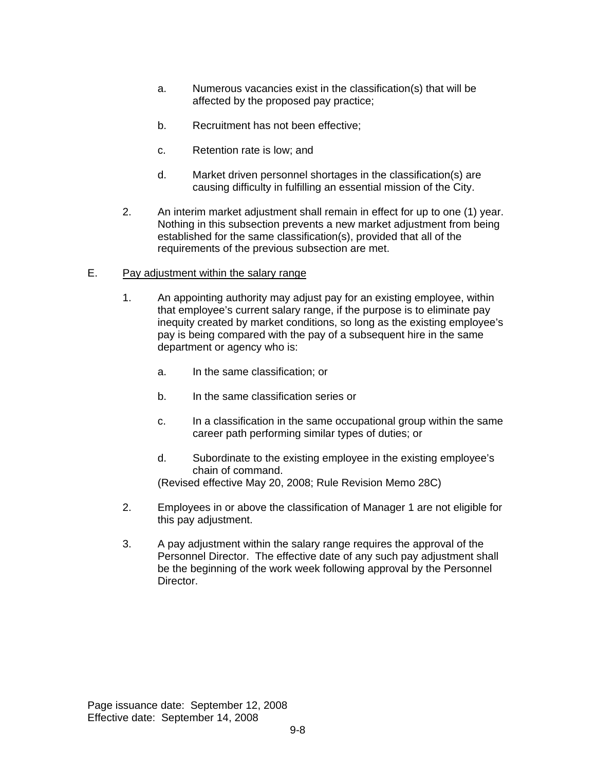a. Numerous vacancies exist in the classification(s) that will be affected by the proposed pay practice;

b. Recruitment has not been effective;

c. Retention rate is low; and

d. Market driven personnel shortages in the classification(s) are causing difficulty in fulfilling an essential mission of the City.

2. An interim market adjustment shall remain in effect for up to one (1) year. Nothing in this subsection prevents a new market adjustment from being established for the same classification(s), provided that all of the requirements of the previous subsection are met.

E. <u>Pay adjustment within the salary range</u>

1. An appointing authority may adjust pay for an existing employee, within that employee's current salary range, if the purpose is to eliminate pay inequity created by market conditions, so long as the existing employee's pay is being compared with the pay of a subsequent hire in the same department or agency who is:

   a. In the same classification; or

   b. In the same classification series or

   c. In a classification in the same occupational group within the same career path performing similar types of duties; or

   d. Subordinate to the existing employee in the existing employee's chain of command.

   (Revised effective May 20, 2008; Rule Revision Memo 28C)

2. Employees in or above the classification of Manager 1 are not eligible for this pay adjustment.

3. A pay adjustment within the salary range requires the approval of the Personnel Director. The effective date of any such pay adjustment shall be the beginning of the work week following approval by the Personnel Director.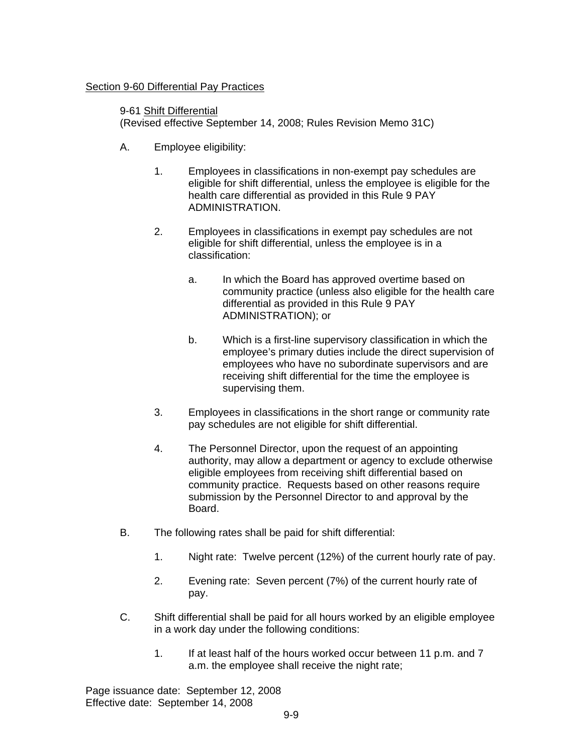## Section 9-60 Differential Pay Practices

### 9-61 Shift Differential

(Revised effective September 14, 2008; Rules Revision Memo 31C)

A. Employee eligibility:

   1. Employees in classifications in non-exempt pay schedules are eligible for shift differential, unless the employee is eligible for the health care differential as provided in this Rule 9 PAY ADMINISTRATION.

   2. Employees in classifications in exempt pay schedules are not eligible for shift differential, unless the employee is in a classification:

      a. In which the Board has approved overtime based on community practice (unless also eligible for the health care differential as provided in this Rule 9 PAY ADMINISTRATION); or

      b. Which is a first-line supervisory classification in which the employee's primary duties include the direct supervision of employees who have no subordinate supervisors and are receiving shift differential for the time the employee is supervising them.

   3. Employees in classifications in the short range or community rate pay schedules are not eligible for shift differential.

   4. The Personnel Director, upon the request of an appointing authority, may allow a department or agency to exclude otherwise eligible employees from receiving shift differential based on community practice. Requests based on other reasons require submission by the Personnel Director to and approval by the Board.

B. The following rates shall be paid for shift differential:

   1. Night rate: Twelve percent (12%) of the current hourly rate of pay.

   2. Evening rate: Seven percent (7%) of the current hourly rate of pay.

C. Shift differential shall be paid for all hours worked by an eligible employee in a work day under the following conditions:

   1. If at least half of the hours worked occur between 11 p.m. and 7 a.m. the employee shall receive the night rate;

Page issuance date: September 12, 2008
Effective date: September 14, 2008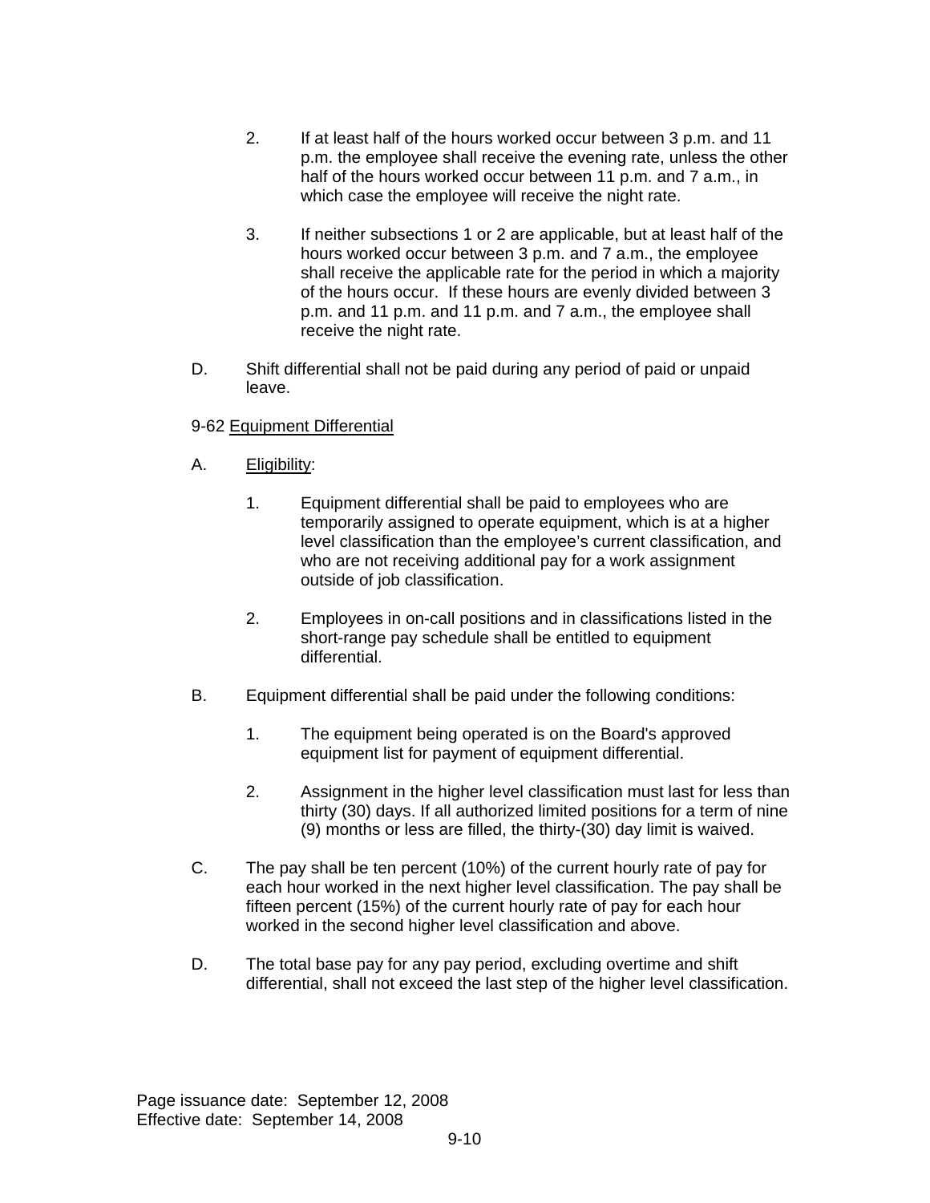2. If at least half of the hours worked occur between 3 p.m. and 11 p.m. the employee shall receive the evening rate, unless the other half of the hours worked occur between 11 p.m. and 7 a.m., in which case the employee will receive the night rate.

3. If neither subsections 1 or 2 are applicable, but at least half of the hours worked occur between 3 p.m. and 7 a.m., the employee shall receive the applicable rate for the period in which a majority of the hours occur. If these hours are evenly divided between 3 p.m. and 11 p.m. and 11 p.m. and 7 a.m., the employee shall receive the night rate.

D. Shift differential shall not be paid during any period of paid or unpaid leave.

9-62 Equipment Differential

A. Eligibility:

1. Equipment differential shall be paid to employees who are temporarily assigned to operate equipment, which is at a higher level classification than the employee's current classification, and who are not receiving additional pay for a work assignment outside of job classification.

2. Employees in on-call positions and in classifications listed in the short-range pay schedule shall be entitled to equipment differential.

B. Equipment differential shall be paid under the following conditions:

1. The equipment being operated is on the Board's approved equipment list for payment of equipment differential.

2. Assignment in the higher level classification must last for less than thirty (30) days. If all authorized limited positions for a term of nine (9) months or less are filled, the thirty-(30) day limit is waived.

C. The pay shall be ten percent (10%) of the current hourly rate of pay for each hour worked in the next higher level classification. The pay shall be fifteen percent (15%) of the current hourly rate of pay for each hour worked in the second higher level classification and above.

D. The total base pay for any pay period, excluding overtime and shift differential, shall not exceed the last step of the higher level classification.

Page issuance date: September 12, 2008
Effective date: September 14, 2008